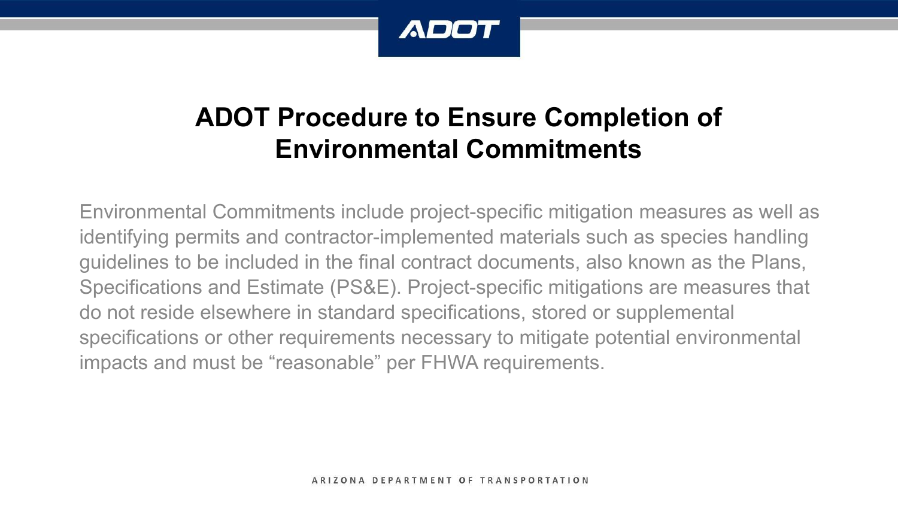# ADOT Procedure to Ensure Completion of Environmental Commitments

Environmental Commitments include project-specific mitigation measures as well as identifying permits and contractor-implemented materials such as species handling guidelines to be included in the final contract documents, also known as the Plans, Specifications and Estimate (PS&E). Project-specific mitigations are measures that do not reside elsewhere in standard specifications, stored or supplemental specifications or other requirements necessary to mitigate potential environmental impacts and must be "reasonable" per FHWA requirements.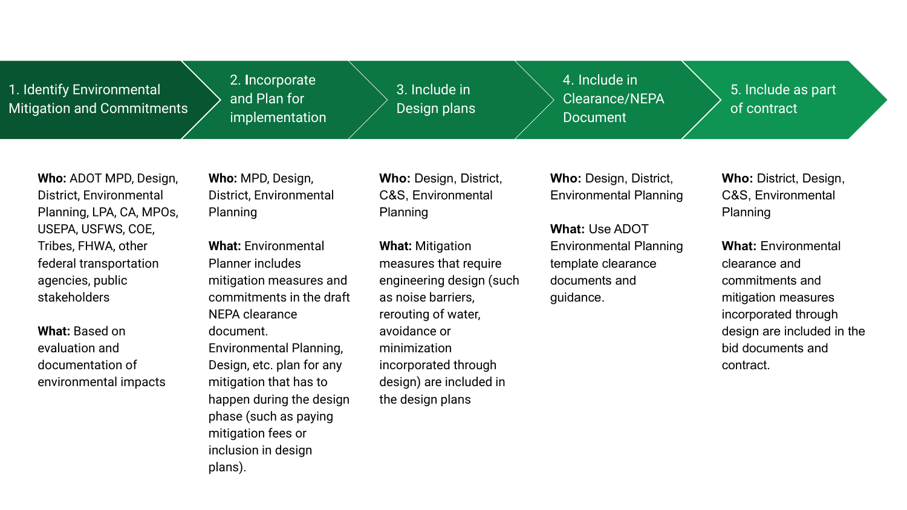## 1. Identify Environmental Mitigation and Commitments

**Who:** ADOT MPD, Design, District, Environmental Planning, LPA, CA, MPOs, USEPA, USFWS, COE, Tribes, FHWA, other federal transportation agencies, public stakeholders

**What:** Based on evaluation and documentation of environmental impacts

## 2. Incorporate and Plan for implementation

**Who:** MPD, Design, District, Environmental Planning

**What:** Environmental Planner includes mitigation measures and commitments in the draft NEPA clearance document. Environmental Planning, Design, etc. plan for any mitigation that has to happen during the design phase (such as paying mitigation fees or inclusion in design plans).

## 3. Include in Design plans

**Who:** Design, District, C&S, Environmental Planning

**What:** Mitigation measures that require engineering design (such as noise barriers, rerouting of water, avoidance or minimization incorporated through design) are included in the design plans

## 4. Include in Clearance/NEPA Document

**Who:** Design, District, Environmental Planning

**What:** Use ADOT Environmental Planning template clearance documents and guidance.

## 5. Include as part of contract

**Who:** District, Design, C&S, Environmental Planning

**What:** Environmental clearance and commitments and mitigation measures incorporated through design are included in the bid documents and contract.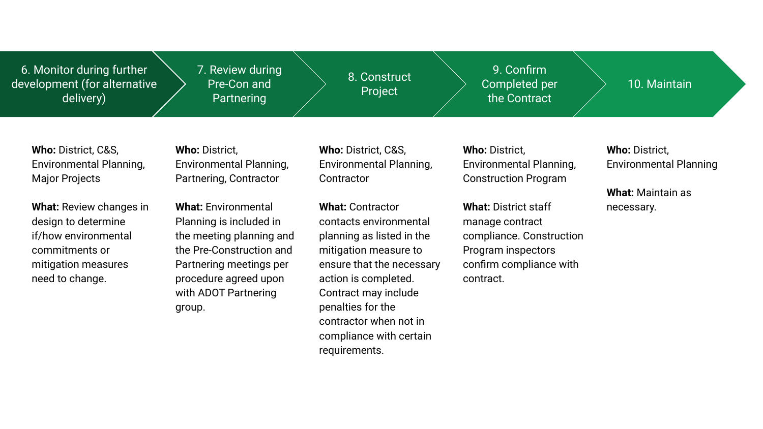## 6. Monitor during further development (for alternative delivery)

**Who:** District, C&S, Environmental Planning, Major Projects

**What:** Review changes in design to determine if/how environmental commitments or mitigation measures need to change.

## 7. Review during Pre-Con and Partnering

**Who:** District, Environmental Planning, Partnering, Contractor

**What:** Environmental Planning is included in the meeting planning and the Pre-Construction and Partnering meetings per procedure agreed upon with ADOT Partnering group.

## 8. Construct Project

**Who:** District, C&S, Environmental Planning, Contractor

**What:** Contractor contacts environmental planning as listed in the mitigation measure to ensure that the necessary action is completed. Contract may include penalties for the contractor when not in compliance with certain requirements.

## 9. Confirm Completed per the Contract

**Who:** District, Environmental Planning, Construction Program

**What:** District staff manage contract compliance. Construction Program inspectors confirm compliance with contract.

## 10. Maintain

**Who:** District, Environmental Planning

**What:** Maintain as necessary.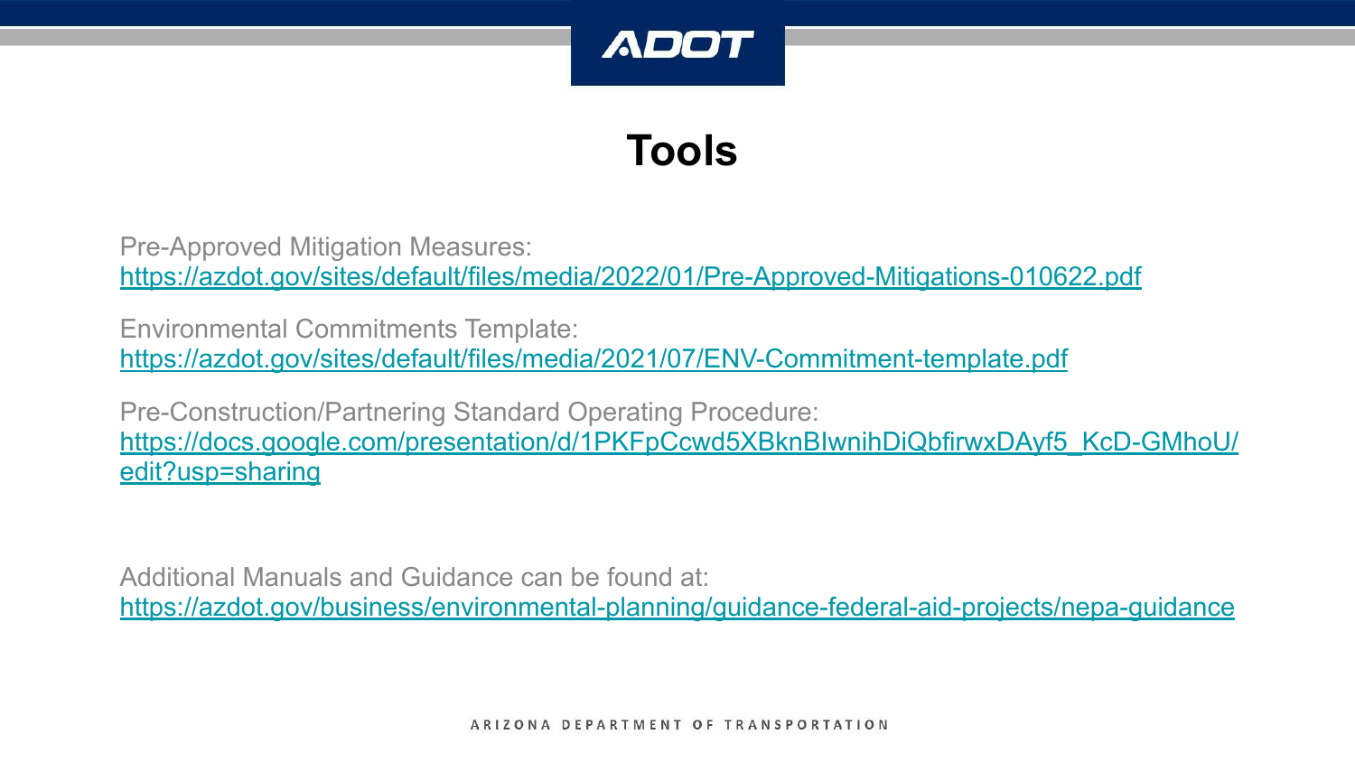# Tools

Pre-Approved Mitigation Measures:
https://azdot.gov/sites/default/files/media/2022/01/Pre-Approved-Mitigations-010622.pdf

Environmental Commitments Template:
https://azdot.gov/sites/default/files/media/2021/07/ENV-Commitment-template.pdf

Pre-Construction/Partnering Standard Operating Procedure:
https://docs.google.com/presentation/d/1PKFpCcwd5XBknBIwnihDiQbfirwxDAyf5_KcD-GMhoU/edit?usp=sharing

Additional Manuals and Guidance can be found at:
https://azdot.gov/business/environmental-planning/guidance-federal-aid-projects/nepa-guidance